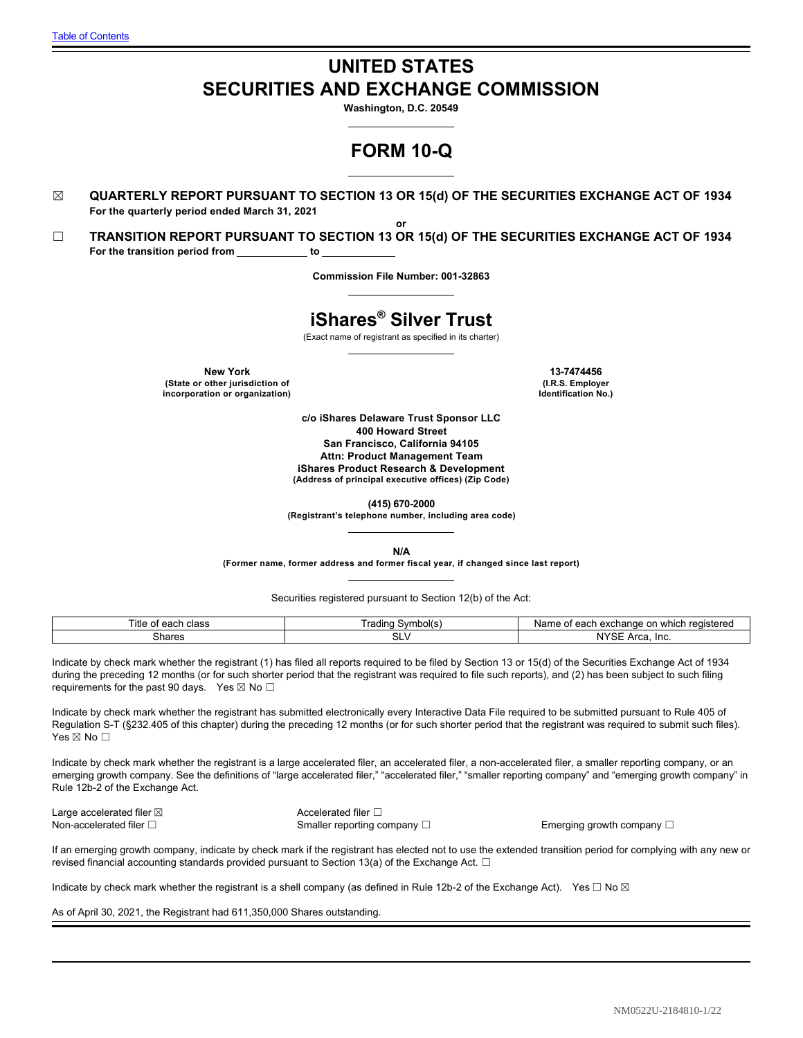[Table of Contents](#)

# UNITED STATES
# SECURITIES AND EXCHANGE COMMISSION

**Washington, D.C. 20549**

## FORM 10-Q

☒ **QUARTERLY REPORT PURSUANT TO SECTION 13 OR 15(d) OF THE SECURITIES EXCHANGE ACT OF 1934**
**For the quarterly period ended March 31, 2021**

**or**

☐ **TRANSITION REPORT PURSUANT TO SECTION 13 OR 15(d) OF THE SECURITIES EXCHANGE ACT OF 1934**
**For the transition period from \_\_\_\_\_\_\_\_\_\_ to \_\_\_\_\_\_\_\_\_\_**

**Commission File Number: 001-32863**

## iShares® Silver Trust

(Exact name of registrant as specified in its charter)

**New York**
**(State or other jurisdiction of incorporation or organization)**

**13-7474456**
**(I.R.S. Employer Identification No.)**

**c/o iShares Delaware Trust Sponsor LLC**
**400 Howard Street**
**San Francisco, California 94105**
**Attn: Product Management Team**
**iShares Product Research & Development**
**(Address of principal executive offices) (Zip Code)**

**(415) 670-2000**
**(Registrant's telephone number, including area code)**

**N/A**
**(Former name, former address and former fiscal year, if changed since last report)**

Securities registered pursuant to Section 12(b) of the Act:

| Title of each class | Trading Symbol(s) | Name of each exchange on which registered |
|---|---|---|
| Shares | SLV | NYSE Arca, Inc. |

Indicate by check mark whether the registrant (1) has filed all reports required to be filed by Section 13 or 15(d) of the Securities Exchange Act of 1934 during the preceding 12 months (or for such shorter period that the registrant was required to file such reports), and (2) has been subject to such filing requirements for the past 90 days. Yes ☒ No ☐

Indicate by check mark whether the registrant has submitted electronically every Interactive Data File required to be submitted pursuant to Rule 405 of Regulation S-T (§232.405 of this chapter) during the preceding 12 months (or for such shorter period that the registrant was required to submit such files). Yes ☒ No ☐

Indicate by check mark whether the registrant is a large accelerated filer, an accelerated filer, a non-accelerated filer, a smaller reporting company, or an emerging growth company. See the definitions of "large accelerated filer," "accelerated filer," "smaller reporting company" and "emerging growth company" in Rule 12b-2 of the Exchange Act.

Large accelerated filer ☒ Accelerated filer ☐
Non-accelerated filer ☐ Smaller reporting company ☐ Emerging growth company ☐

If an emerging growth company, indicate by check mark if the registrant has elected not to use the extended transition period for complying with any new or revised financial accounting standards provided pursuant to Section 13(a) of the Exchange Act. ☐

Indicate by check mark whether the registrant is a shell company (as defined in Rule 12b-2 of the Exchange Act). Yes ☐ No ☒

As of April 30, 2021, the Registrant had 611,350,000 Shares outstanding.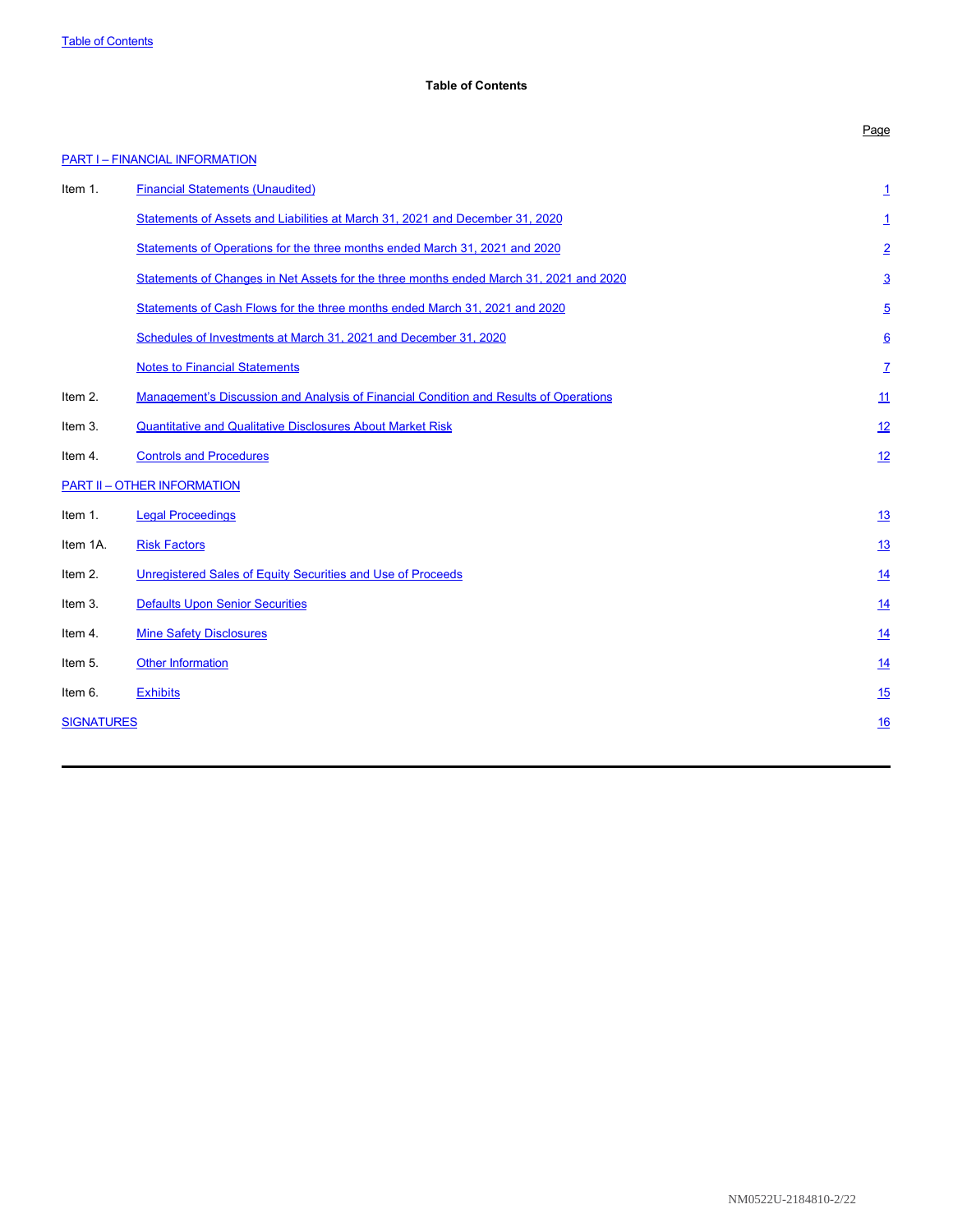Table of Contents

**Table of Contents**

| | | Page |
|---|---|---|
| PART I – FINANCIAL INFORMATION | | |
| Item 1. | Financial Statements (Unaudited) | 1 |
| | Statements of Assets and Liabilities at March 31, 2021 and December 31, 2020 | 1 |
| | Statements of Operations for the three months ended March 31, 2021 and 2020 | 2 |
| | Statements of Changes in Net Assets for the three months ended March 31, 2021 and 2020 | 3 |
| | Statements of Cash Flows for the three months ended March 31, 2021 and 2020 | 5 |
| | Schedules of Investments at March 31, 2021 and December 31, 2020 | 6 |
| | Notes to Financial Statements | 7 |
| Item 2. | Management's Discussion and Analysis of Financial Condition and Results of Operations | 11 |
| Item 3. | Quantitative and Qualitative Disclosures About Market Risk | 12 |
| Item 4. | Controls and Procedures | 12 |
| PART II – OTHER INFORMATION | | |
| Item 1. | Legal Proceedings | 13 |
| Item 1A. | Risk Factors | 13 |
| Item 2. | Unregistered Sales of Equity Securities and Use of Proceeds | 14 |
| Item 3. | Defaults Upon Senior Securities | 14 |
| Item 4. | Mine Safety Disclosures | 14 |
| Item 5. | Other Information | 14 |
| Item 6. | Exhibits | 15 |
| SIGNATURES | | 16 |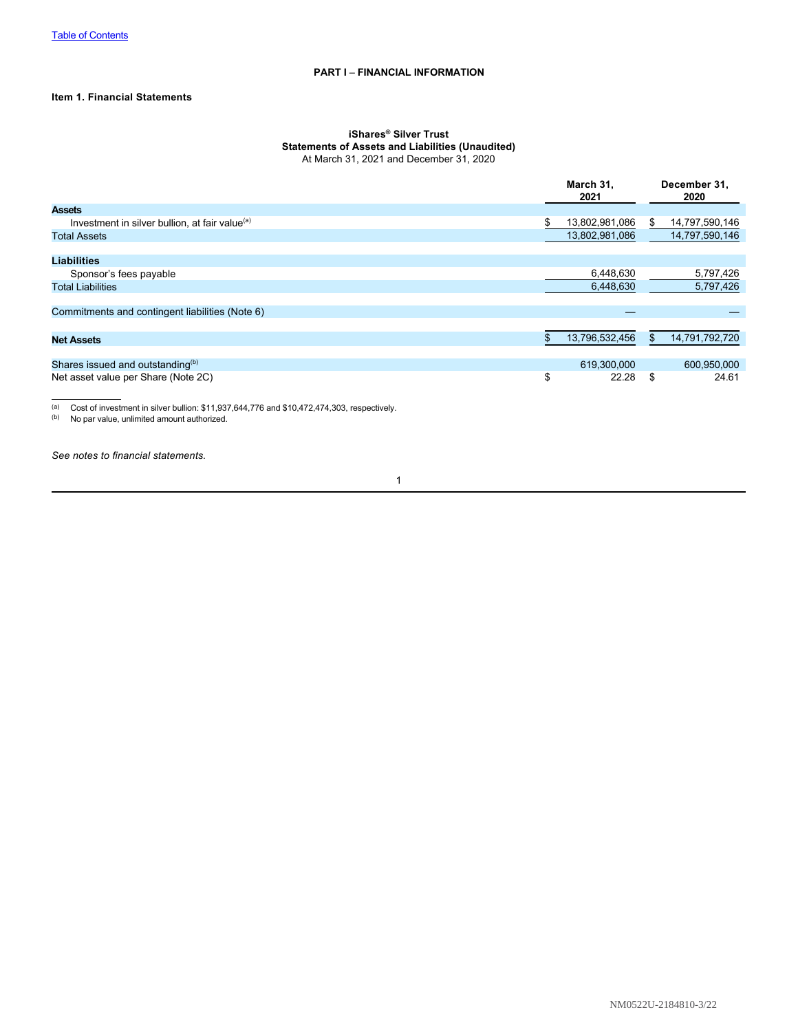[Table of Contents](#)

## PART I – FINANCIAL INFORMATION

### Item 1. Financial Statements

**iShares® Silver Trust**
**Statements of Assets and Liabilities (Unaudited)**
At March 31, 2021 and December 31, 2020

| | March 31, 2021 | December 31, 2020 |
|---|---|---|
| **Assets** | | |
| Investment in silver bullion, at fair value[(a)] | $ 13,802,981,086 | $ 14,797,590,146 |
| Total Assets | 13,802,981,086 | 14,797,590,146 |
| | | |
| **Liabilities** | | |
| Sponsor's fees payable | 6,448,630 | 5,797,426 |
| Total Liabilities | 6,448,630 | 5,797,426 |
| | | |
| Commitments and contingent liabilities (Note 6) | — | — |
| | | |
| **Net Assets** | $ 13,796,532,456 | $ 14,791,792,720 |
| | | |
| Shares issued and outstanding[(b)] | 619,300,000 | 600,950,000 |
| Net asset value per Share (Note 2C) | $ 22.28 | $ 24.61 |

(a) Cost of investment in silver bullion: $11,937,644,776 and $10,472,474,303, respectively.
(b) No par value, unlimited amount authorized.

*See notes to financial statements.*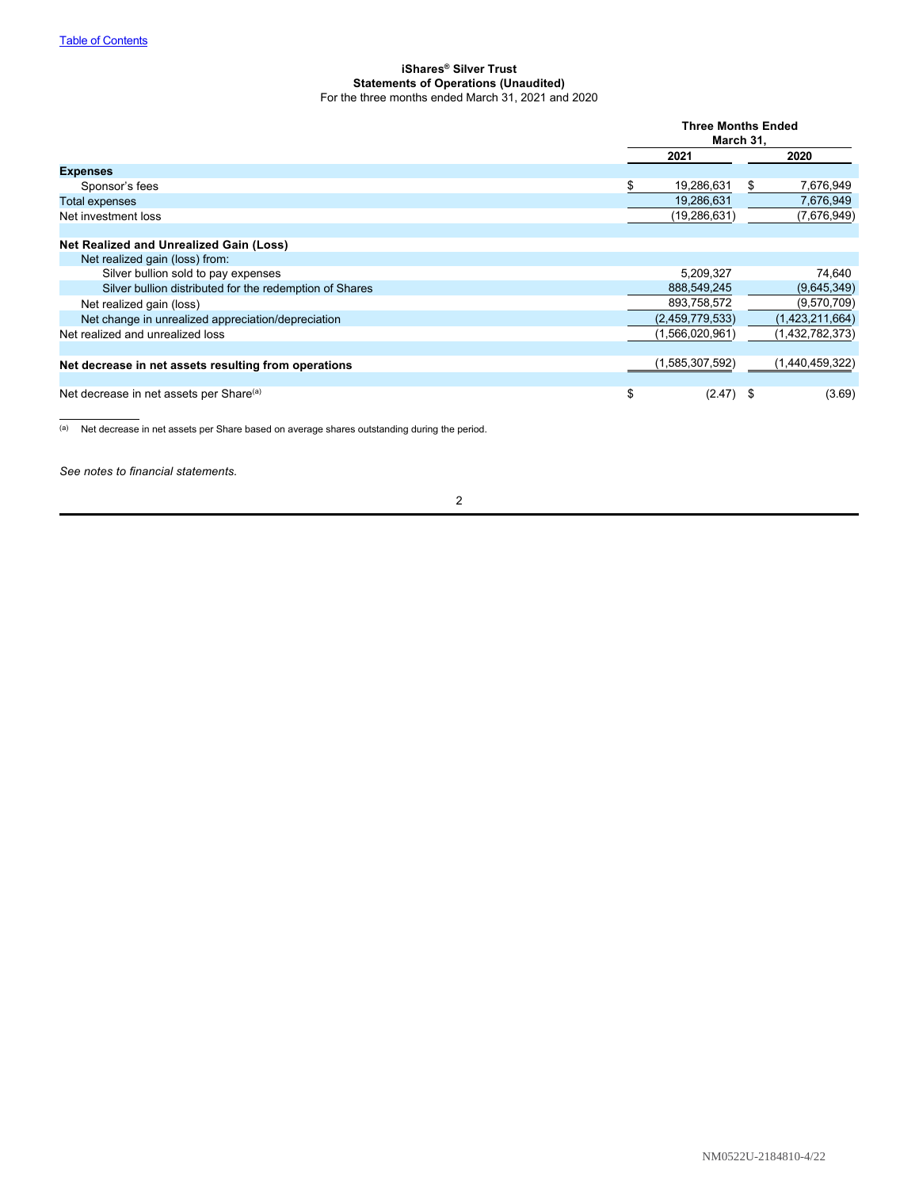Table of Contents

**iShares® Silver Trust**
**Statements of Operations (Unaudited)**
For the three months ended March 31, 2021 and 2020

| | Three Months Ended March 31, | |
|---|---|---|
| | 2021 | 2020 |
| **Expenses** | | |
| Sponsor's fees | $ 19,286,631 | $ 7,676,949 |
| Total expenses | 19,286,631 | 7,676,949 |
| Net investment loss | (19,286,631) | (7,676,949) |
| | | |
| **Net Realized and Unrealized Gain (Loss)** | | |
| Net realized gain (loss) from: | | |
| Silver bullion sold to pay expenses | 5,209,327 | 74,640 |
| Silver bullion distributed for the redemption of Shares | 888,549,245 | (9,645,349) |
| Net realized gain (loss) | 893,758,572 | (9,570,709) |
| Net change in unrealized appreciation/depreciation | (2,459,779,533) | (1,423,211,664) |
| Net realized and unrealized loss | (1,566,020,961) | (1,432,782,373) |
| | | |
| **Net decrease in net assets resulting from operations** | (1,585,307,592) | (1,440,459,322) |
| | | |
| Net decrease in net assets per Share[(a)] | $ (2.47) | $ (3.69) |

[(a)] Net decrease in net assets per Share based on average shares outstanding during the period.

*See notes to financial statements.*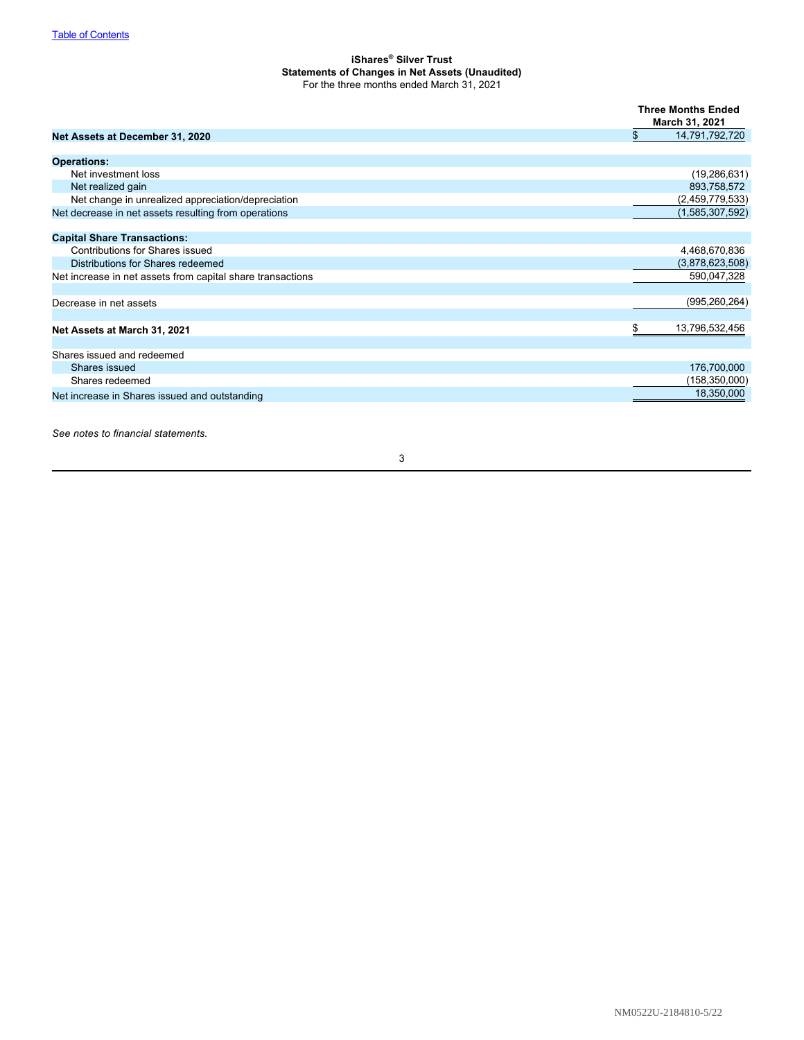# iShares® Silver Trust
## Statements of Changes in Net Assets (Unaudited)
For the three months ended March 31, 2021

| | Three Months Ended March 31, 2021 |
|---|---|
| **Net Assets at December 31, 2020** | $ 14,791,792,720 |
| | |
| **Operations:** | |
| Net investment loss | (19,286,631) |
| Net realized gain | 893,758,572 |
| Net change in unrealized appreciation/depreciation | (2,459,779,533) |
| Net decrease in net assets resulting from operations | (1,585,307,592) |
| | |
| **Capital Share Transactions:** | |
| Contributions for Shares issued | 4,468,670,836 |
| Distributions for Shares redeemed | (3,878,623,508) |
| Net increase in net assets from capital share transactions | 590,047,328 |
| | |
| Decrease in net assets | (995,260,264) |
| | |
| **Net Assets at March 31, 2021** | $ 13,796,532,456 |
| | |
| Shares issued and redeemed | |
| Shares issued | 176,700,000 |
| Shares redeemed | (158,350,000) |
| Net increase in Shares issued and outstanding | 18,350,000 |

*See notes to financial statements.*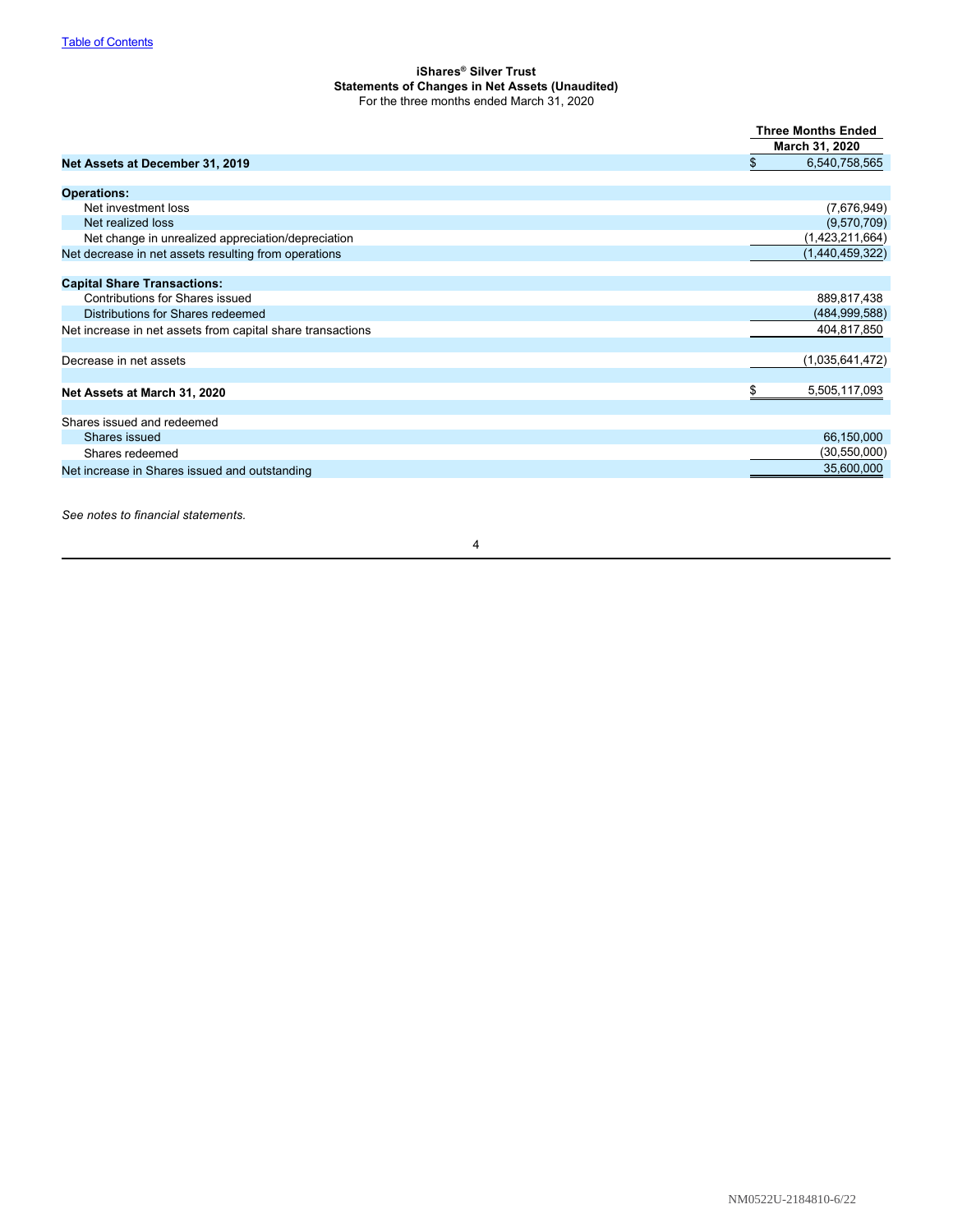[Table of Contents]

**iShares® Silver Trust**
**Statements of Changes in Net Assets (Unaudited)**
For the three months ended March 31, 2020

| | Three Months Ended March 31, 2020 |
|---|---|
| **Net Assets at December 31, 2019** | $ 6,540,758,565 |
| | |
| **Operations:** | |
| Net investment loss | (7,676,949) |
| Net realized loss | (9,570,709) |
| Net change in unrealized appreciation/depreciation | (1,423,211,664) |
| Net decrease in net assets resulting from operations | (1,440,459,322) |
| | |
| **Capital Share Transactions:** | |
| Contributions for Shares issued | 889,817,438 |
| Distributions for Shares redeemed | (484,999,588) |
| Net increase in net assets from capital share transactions | 404,817,850 |
| | |
| Decrease in net assets | (1,035,641,472) |
| | |
| **Net Assets at March 31, 2020** | $ 5,505,117,093 |
| | |
| Shares issued and redeemed | |
| Shares issued | 66,150,000 |
| Shares redeemed | (30,550,000) |
| Net increase in Shares issued and outstanding | 35,600,000 |

*See notes to financial statements.*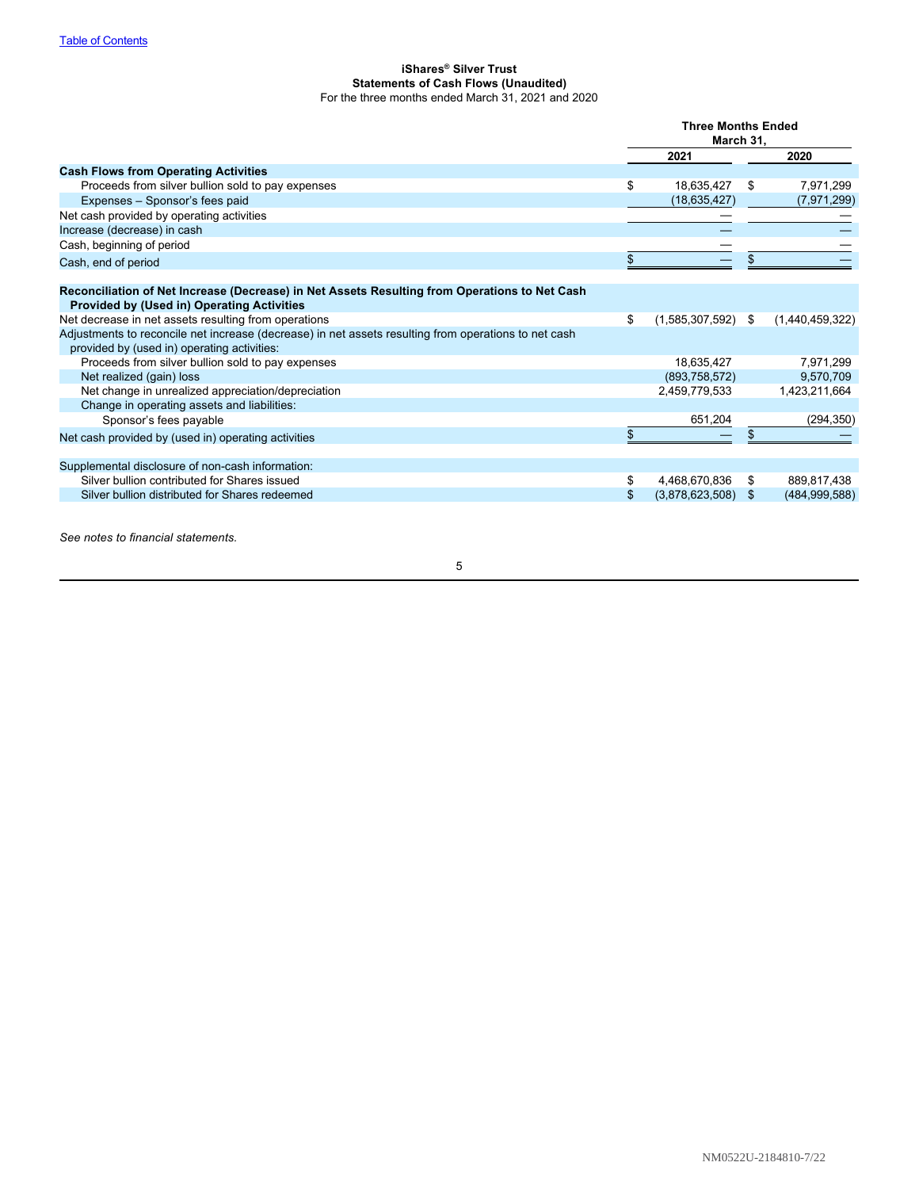[Table of Contents]

**iShares® Silver Trust**
**Statements of Cash Flows (Unaudited)**
For the three months ended March 31, 2021 and 2020

| | Three Months Ended March 31, | |
|---|---|---|
| | 2021 | 2020 |
| **Cash Flows from Operating Activities** | | |
| Proceeds from silver bullion sold to pay expenses | $ 18,635,427 | $ 7,971,299 |
| Expenses – Sponsor's fees paid | (18,635,427) | (7,971,299) |
| Net cash provided by operating activities | — | — |
| Increase (decrease) in cash | — | — |
| Cash, beginning of period | — | — |
| Cash, end of period | $ — | $ — |
| **Reconciliation of Net Increase (Decrease) in Net Assets Resulting from Operations to Net Cash Provided by (Used in) Operating Activities** | | |
| Net decrease in net assets resulting from operations | $ (1,585,307,592) | $ (1,440,459,322) |
| Adjustments to reconcile net increase (decrease) in net assets resulting from operations to net cash provided by (used in) operating activities: | | |
| Proceeds from silver bullion sold to pay expenses | 18,635,427 | 7,971,299 |
| Net realized (gain) loss | (893,758,572) | 9,570,709 |
| Net change in unrealized appreciation/depreciation | 2,459,779,533 | 1,423,211,664 |
| Change in operating assets and liabilities: | | |
| Sponsor's fees payable | 651,204 | (294,350) |
| Net cash provided by (used in) operating activities | $ — | $ — |
| Supplemental disclosure of non-cash information: | | |
| Silver bullion contributed for Shares issued | $ 4,468,670,836 | $ 889,817,438 |
| Silver bullion distributed for Shares redeemed | $ (3,878,623,508) | $ (484,999,588) |

*See notes to financial statements.*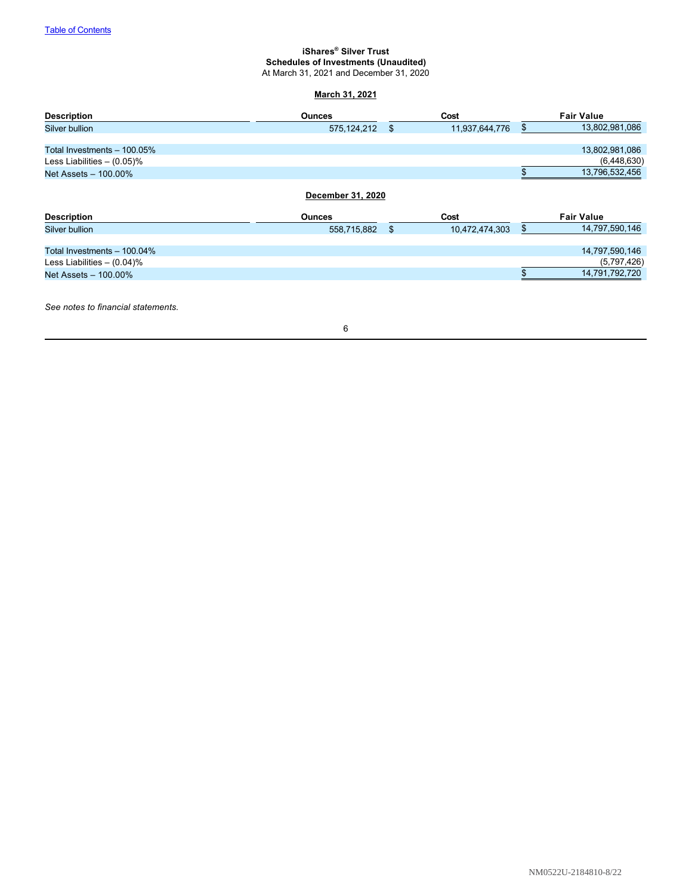[Table of Contents](#)

**iShares® Silver Trust**
**Schedules of Investments (Unaudited)**
At March 31, 2021 and December 31, 2020

**March 31, 2021**

| Description | Ounces | Cost | Fair Value |
|---|---|---|---|
| Silver bullion | 575,124,212 | $ 11,937,644,776 | $ 13,802,981,086 |
| | | | |
| Total Investments – 100.05% | | | 13,802,981,086 |
| Less Liabilities – (0.05)% | | | (6,448,630) |
| Net Assets – 100.00% | | | $ 13,796,532,456 |

**December 31, 2020**

| Description | Ounces | Cost | Fair Value |
|---|---|---|---|
| Silver bullion | 558,715,882 | $ 10,472,474,303 | $ 14,797,590,146 |
| | | | |
| Total Investments – 100.04% | | | 14,797,590,146 |
| Less Liabilities – (0.04)% | | | (5,797,426) |
| Net Assets – 100.00% | | | $ 14,791,792,720 |

*See notes to financial statements.*

NM0522U-2184810-8/22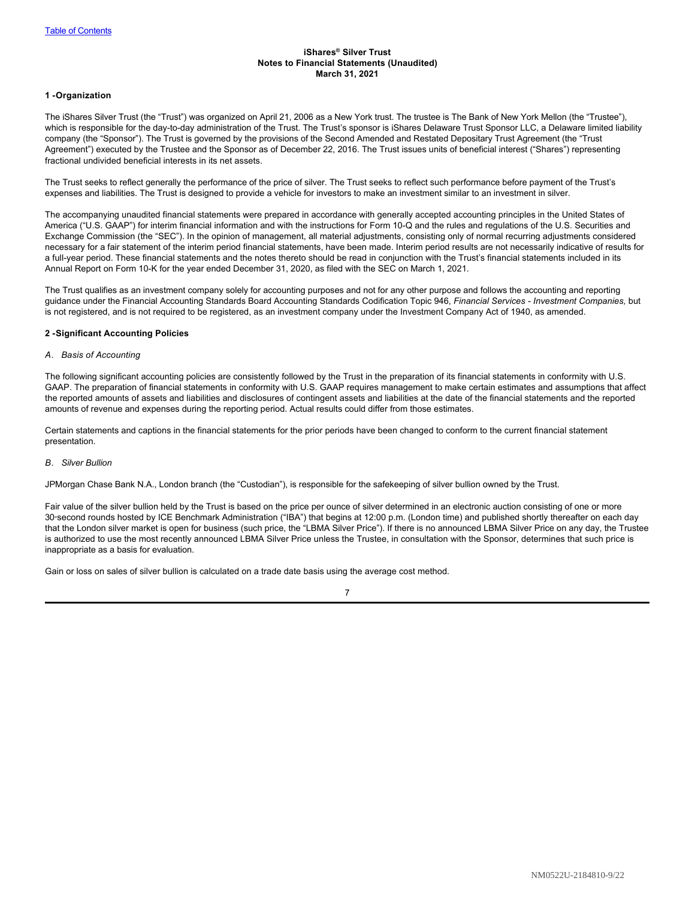**iShares® Silver Trust**
**Notes to Financial Statements (Unaudited)**
**March 31, 2021**

## 1 - Organization

The iShares Silver Trust (the "Trust") was organized on April 21, 2006 as a New York trust. The trustee is The Bank of New York Mellon (the "Trustee"), which is responsible for the day-to-day administration of the Trust. The Trust's sponsor is iShares Delaware Trust Sponsor LLC, a Delaware limited liability company (the "Sponsor"). The Trust is governed by the provisions of the Second Amended and Restated Depositary Trust Agreement (the "Trust Agreement") executed by the Trustee and the Sponsor as of December 22, 2016. The Trust issues units of beneficial interest ("Shares") representing fractional undivided beneficial interests in its net assets.

The Trust seeks to reflect generally the performance of the price of silver. The Trust seeks to reflect such performance before payment of the Trust's expenses and liabilities. The Trust is designed to provide a vehicle for investors to make an investment similar to an investment in silver.

The accompanying unaudited financial statements were prepared in accordance with generally accepted accounting principles in the United States of America ("U.S. GAAP") for interim financial information and with the instructions for Form 10-Q and the rules and regulations of the U.S. Securities and Exchange Commission (the "SEC"). In the opinion of management, all material adjustments, consisting only of normal recurring adjustments considered necessary for a fair statement of the interim period financial statements, have been made. Interim period results are not necessarily indicative of results for a full-year period. These financial statements and the notes thereto should be read in conjunction with the Trust's financial statements included in its Annual Report on Form 10-K for the year ended December 31, 2020, as filed with the SEC on March 1, 2021.

The Trust qualifies as an investment company solely for accounting purposes and not for any other purpose and follows the accounting and reporting guidance under the Financial Accounting Standards Board Accounting Standards Codification Topic 946, *Financial Services - Investment Companies,* but is not registered, and is not required to be registered, as an investment company under the Investment Company Act of 1940, as amended.

## 2 - Significant Accounting Policies

*A. Basis of Accounting*

The following significant accounting policies are consistently followed by the Trust in the preparation of its financial statements in conformity with U.S. GAAP. The preparation of financial statements in conformity with U.S. GAAP requires management to make certain estimates and assumptions that affect the reported amounts of assets and liabilities and disclosures of contingent assets and liabilities at the date of the financial statements and the reported amounts of revenue and expenses during the reporting period. Actual results could differ from those estimates.

Certain statements and captions in the financial statements for the prior periods have been changed to conform to the current financial statement presentation.

*B. Silver Bullion*

JPMorgan Chase Bank N.A., London branch (the "Custodian"), is responsible for the safekeeping of silver bullion owned by the Trust.

Fair value of the silver bullion held by the Trust is based on the price per ounce of silver determined in an electronic auction consisting of one or more 30-second rounds hosted by ICE Benchmark Administration ("IBA") that begins at 12:00 p.m. (London time) and published shortly thereafter on each day that the London silver market is open for business (such price, the "LBMA Silver Price"). If there is no announced LBMA Silver Price on any day, the Trustee is authorized to use the most recently announced LBMA Silver Price unless the Trustee, in consultation with the Sponsor, determines that such price is inappropriate as a basis for evaluation.

Gain or loss on sales of silver bullion is calculated on a trade date basis using the average cost method.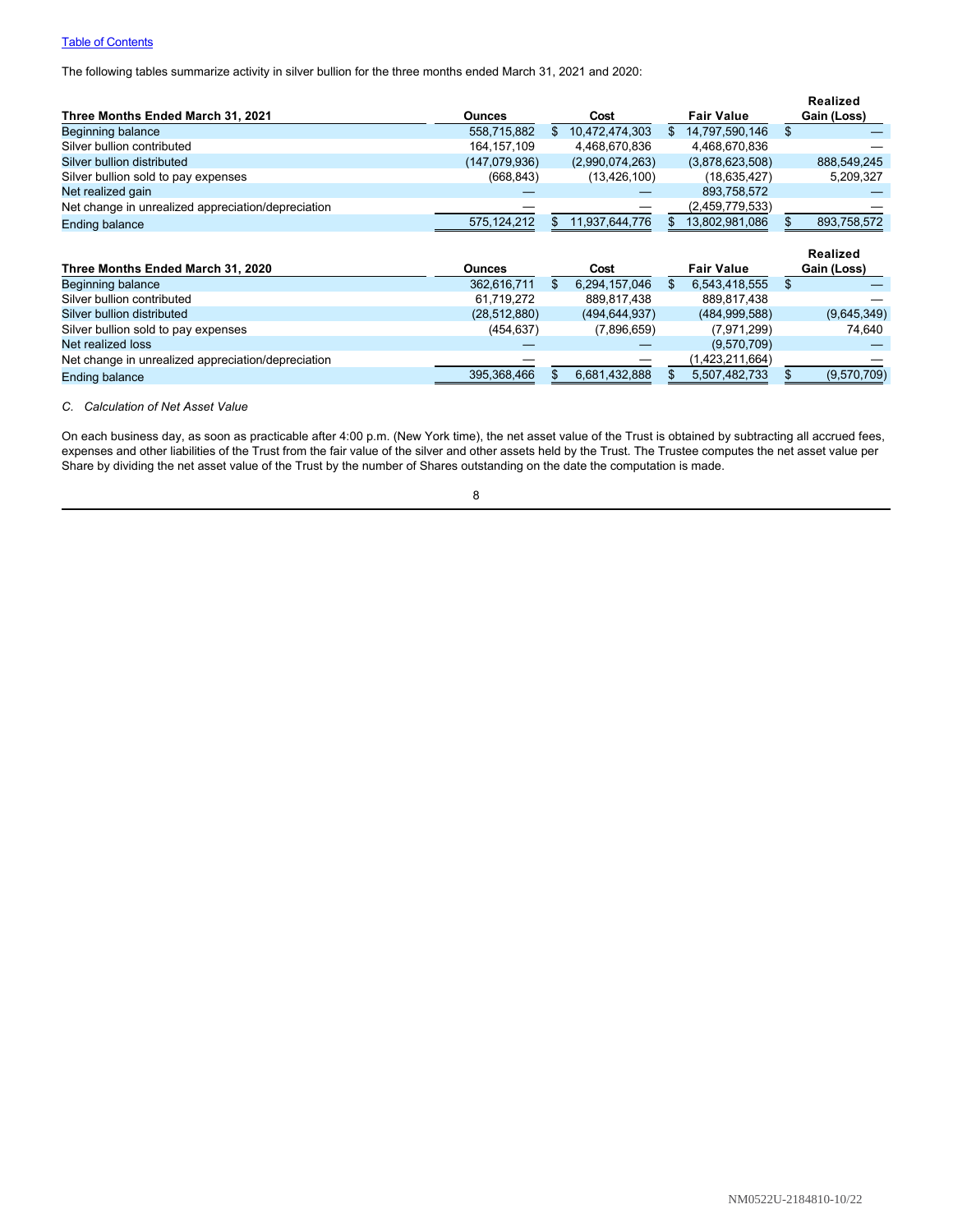The following tables summarize activity in silver bullion for the three months ended March 31, 2021 and 2020:

| Three Months Ended March 31, 2021 | Ounces | Cost | Fair Value | Realized Gain (Loss) |
|---|---|---|---|---|
| Beginning balance | 558,715,882 | $ 10,472,474,303 | $ 14,797,590,146 | $ — |
| Silver bullion contributed | 164,157,109 | 4,468,670,836 | 4,468,670,836 | — |
| Silver bullion distributed | (147,079,936) | (2,990,074,263) | (3,878,623,508) | 888,549,245 |
| Silver bullion sold to pay expenses | (668,843) | (13,426,100) | (18,635,427) | 5,209,327 |
| Net realized gain | — | — | 893,758,572 | — |
| Net change in unrealized appreciation/depreciation | — | — | (2,459,779,533) | — |
| Ending balance | 575,124,212 | $ 11,937,644,776 | $ 13,802,981,086 | $ 893,758,572 |

| Three Months Ended March 31, 2020 | Ounces | Cost | Fair Value | Realized Gain (Loss) |
|---|---|---|---|---|
| Beginning balance | 362,616,711 | $ 6,294,157,046 | $ 6,543,418,555 | $ — |
| Silver bullion contributed | 61,719,272 | 889,817,438 | 889,817,438 | — |
| Silver bullion distributed | (28,512,880) | (494,644,937) | (484,999,588) | (9,645,349) |
| Silver bullion sold to pay expenses | (454,637) | (7,896,659) | (7,971,299) | 74,640 |
| Net realized loss | — | — | (9,570,709) | — |
| Net change in unrealized appreciation/depreciation | — | — | (1,423,211,664) | — |
| Ending balance | 395,368,466 | $ 6,681,432,888 | $ 5,507,482,733 | $ (9,570,709) |

*C. Calculation of Net Asset Value*

On each business day, as soon as practicable after 4:00 p.m. (New York time), the net asset value of the Trust is obtained by subtracting all accrued fees, expenses and other liabilities of the Trust from the fair value of the silver and other assets held by the Trust. The Trustee computes the net asset value per Share by dividing the net asset value of the Trust by the number of Shares outstanding on the date the computation is made.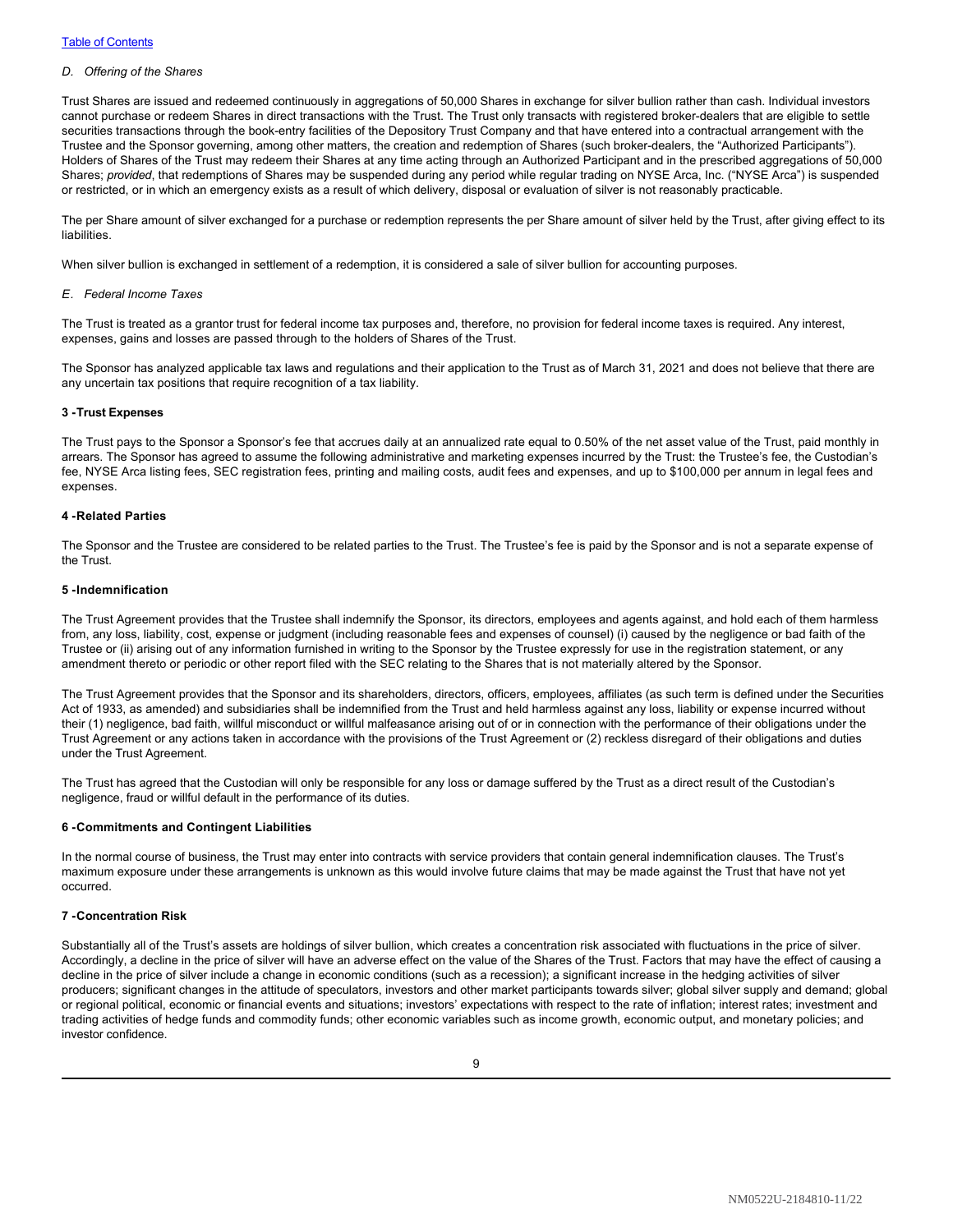*D. Offering of the Shares*

Trust Shares are issued and redeemed continuously in aggregations of 50,000 Shares in exchange for silver bullion rather than cash. Individual investors cannot purchase or redeem Shares in direct transactions with the Trust. The Trust only transacts with registered broker-dealers that are eligible to settle securities transactions through the book-entry facilities of the Depository Trust Company and that have entered into a contractual arrangement with the Trustee and the Sponsor governing, among other matters, the creation and redemption of Shares (such broker-dealers, the "Authorized Participants"). Holders of Shares of the Trust may redeem their Shares at any time acting through an Authorized Participant and in the prescribed aggregations of 50,000 Shares; *provided*, that redemptions of Shares may be suspended during any period while regular trading on NYSE Arca, Inc. ("NYSE Arca") is suspended or restricted, or in which an emergency exists as a result of which delivery, disposal or evaluation of silver is not reasonably practicable.

The per Share amount of silver exchanged for a purchase or redemption represents the per Share amount of silver held by the Trust, after giving effect to its liabilities.

When silver bullion is exchanged in settlement of a redemption, it is considered a sale of silver bullion for accounting purposes.

*E. Federal Income Taxes*

The Trust is treated as a grantor trust for federal income tax purposes and, therefore, no provision for federal income taxes is required. Any interest, expenses, gains and losses are passed through to the holders of Shares of the Trust.

The Sponsor has analyzed applicable tax laws and regulations and their application to the Trust as of March 31, 2021 and does not believe that there are any uncertain tax positions that require recognition of a tax liability.

**3 - Trust Expenses**

The Trust pays to the Sponsor a Sponsor's fee that accrues daily at an annualized rate equal to 0.50% of the net asset value of the Trust, paid monthly in arrears. The Sponsor has agreed to assume the following administrative and marketing expenses incurred by the Trust: the Trustee's fee, the Custodian's fee, NYSE Arca listing fees, SEC registration fees, printing and mailing costs, audit fees and expenses, and up to $100,000 per annum in legal fees and expenses.

**4 - Related Parties**

The Sponsor and the Trustee are considered to be related parties to the Trust. The Trustee's fee is paid by the Sponsor and is not a separate expense of the Trust.

**5 - Indemnification**

The Trust Agreement provides that the Trustee shall indemnify the Sponsor, its directors, employees and agents against, and hold each of them harmless from, any loss, liability, cost, expense or judgment (including reasonable fees and expenses of counsel) (i) caused by the negligence or bad faith of the Trustee or (ii) arising out of any information furnished in writing to the Sponsor by the Trustee expressly for use in the registration statement, or any amendment thereto or periodic or other report filed with the SEC relating to the Shares that is not materially altered by the Sponsor.

The Trust Agreement provides that the Sponsor and its shareholders, directors, officers, employees, affiliates (as such term is defined under the Securities Act of 1933, as amended) and subsidiaries shall be indemnified from the Trust and held harmless against any loss, liability or expense incurred without their (1) negligence, bad faith, willful misconduct or willful malfeasance arising out of or in connection with the performance of their obligations under the Trust Agreement or any actions taken in accordance with the provisions of the Trust Agreement or (2) reckless disregard of their obligations and duties under the Trust Agreement.

The Trust has agreed that the Custodian will only be responsible for any loss or damage suffered by the Trust as a direct result of the Custodian's negligence, fraud or willful default in the performance of its duties.

**6 - Commitments and Contingent Liabilities**

In the normal course of business, the Trust may enter into contracts with service providers that contain general indemnification clauses. The Trust's maximum exposure under these arrangements is unknown as this would involve future claims that may be made against the Trust that have not yet occurred.

**7 - Concentration Risk**

Substantially all of the Trust's assets are holdings of silver bullion, which creates a concentration risk associated with fluctuations in the price of silver. Accordingly, a decline in the price of silver will have an adverse effect on the value of the Shares of the Trust. Factors that may have the effect of causing a decline in the price of silver include a change in economic conditions (such as a recession); a significant increase in the hedging activities of silver producers; significant changes in the attitude of speculators, investors and other market participants towards silver; global silver supply and demand; global or regional political, economic or financial events and situations; investors' expectations with respect to the rate of inflation; interest rates; investment and trading activities of hedge funds and commodity funds; other economic variables such as income growth, economic output, and monetary policies; and investor confidence.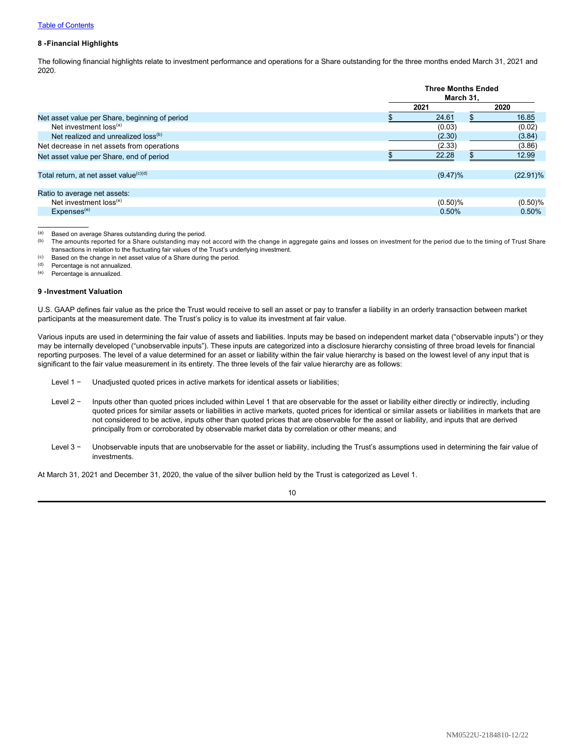[Table of Contents](#)

**8 -Financial Highlights**

The following financial highlights relate to investment performance and operations for a Share outstanding for the three months ended March 31, 2021 and 2020.

| | Three Months Ended March 31, | |
|---|---|---|
| | 2021 | 2020 |
| Net asset value per Share, beginning of period | $ 24.61 | $ 16.85 |
| Net investment loss[(a)] | (0.03) | (0.02) |
| Net realized and unrealized loss[(b)] | (2.30) | (3.84) |
| Net decrease in net assets from operations | (2.33) | (3.86) |
| Net asset value per Share, end of period | $ 22.28 | $ 12.99 |
| | | |
| Total return, at net asset value[(c)(d)] | (9.47)% | (22.91)% |
| | | |
| Ratio to average net assets: | | |
| Net investment loss[(e)] | (0.50)% | (0.50)% |
| Expenses[(e)] | 0.50% | 0.50% |

(a) Based on average Shares outstanding during the period.
(b) The amounts reported for a Share outstanding may not accord with the change in aggregate gains and losses on investment for the period due to the timing of Trust Share transactions in relation to the fluctuating fair values of the Trust's underlying investment.
(c) Based on the change in net asset value of a Share during the period.
(d) Percentage is not annualized.
(e) Percentage is annualized.

**9 -Investment Valuation**

U.S. GAAP defines fair value as the price the Trust would receive to sell an asset or pay to transfer a liability in an orderly transaction between market participants at the measurement date. The Trust's policy is to value its investment at fair value.

Various inputs are used in determining the fair value of assets and liabilities. Inputs may be based on independent market data ("observable inputs") or they may be internally developed ("unobservable inputs"). These inputs are categorized into a disclosure hierarchy consisting of three broad levels for financial reporting purposes. The level of a value determined for an asset or liability within the fair value hierarchy is based on the lowest level of any input that is significant to the fair value measurement in its entirety. The three levels of the fair value hierarchy are as follows:

Level 1 − Unadjusted quoted prices in active markets for identical assets or liabilities;

Level 2 − Inputs other than quoted prices included within Level 1 that are observable for the asset or liability either directly or indirectly, including quoted prices for similar assets or liabilities in active markets, quoted prices for identical or similar assets or liabilities in markets that are not considered to be active, inputs other than quoted prices that are observable for the asset or liability, and inputs that are derived principally from or corroborated by observable market data by correlation or other means; and

Level 3 − Unobservable inputs that are unobservable for the asset or liability, including the Trust's assumptions used in determining the fair value of investments.

At March 31, 2021 and December 31, 2020, the value of the silver bullion held by the Trust is categorized as Level 1.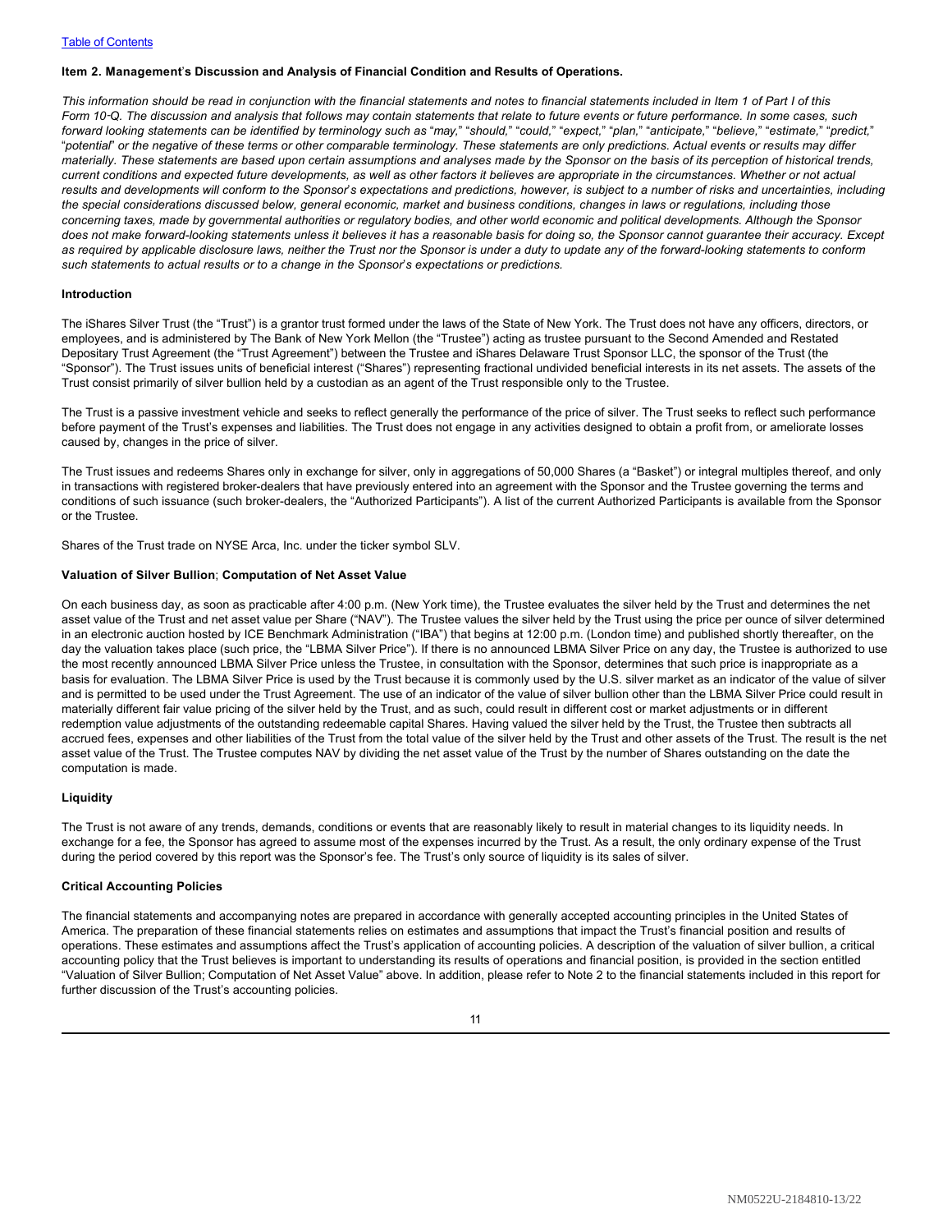### Item 2. Management's Discussion and Analysis of Financial Condition and Results of Operations.

*This information should be read in conjunction with the financial statements and notes to financial statements included in Item 1 of Part I of this Form 10-Q. The discussion and analysis that follows may contain statements that relate to future events or future performance. In some cases, such forward looking statements can be identified by terminology such as "may," "should," "could," "expect," "plan," "anticipate," "believe," "estimate," "predict," "potential" or the negative of these terms or other comparable terminology. These statements are only predictions. Actual events or results may differ materially. These statements are based upon certain assumptions and analyses made by the Sponsor on the basis of its perception of historical trends, current conditions and expected future developments, as well as other factors it believes are appropriate in the circumstances. Whether or not actual results and developments will conform to the Sponsor's expectations and predictions, however, is subject to a number of risks and uncertainties, including the special considerations discussed below, general economic, market and business conditions, changes in laws or regulations, including those concerning taxes, made by governmental authorities or regulatory bodies, and other world economic and political developments. Although the Sponsor does not make forward-looking statements unless it believes it has a reasonable basis for doing so, the Sponsor cannot guarantee their accuracy. Except as required by applicable disclosure laws, neither the Trust nor the Sponsor is under a duty to update any of the forward-looking statements to conform such statements to actual results or to a change in the Sponsor's expectations or predictions.*

#### Introduction

The iShares Silver Trust (the "Trust") is a grantor trust formed under the laws of the State of New York. The Trust does not have any officers, directors, or employees, and is administered by The Bank of New York Mellon (the "Trustee") acting as trustee pursuant to the Second Amended and Restated Depositary Trust Agreement (the "Trust Agreement") between the Trustee and iShares Delaware Trust Sponsor LLC, the sponsor of the Trust (the "Sponsor"). The Trust issues units of beneficial interest ("Shares") representing fractional undivided beneficial interests in its net assets. The assets of the Trust consist primarily of silver bullion held by a custodian as an agent of the Trust responsible only to the Trustee.

The Trust is a passive investment vehicle and seeks to reflect generally the performance of the price of silver. The Trust seeks to reflect such performance before payment of the Trust's expenses and liabilities. The Trust does not engage in any activities designed to obtain a profit from, or ameliorate losses caused by, changes in the price of silver.

The Trust issues and redeems Shares only in exchange for silver, only in aggregations of 50,000 Shares (a "Basket") or integral multiples thereof, and only in transactions with registered broker-dealers that have previously entered into an agreement with the Sponsor and the Trustee governing the terms and conditions of such issuance (such broker-dealers, the "Authorized Participants"). A list of the current Authorized Participants is available from the Sponsor or the Trustee.

Shares of the Trust trade on NYSE Arca, Inc. under the ticker symbol SLV.

#### Valuation of Silver Bullion; Computation of Net Asset Value

On each business day, as soon as practicable after 4:00 p.m. (New York time), the Trustee evaluates the silver held by the Trust and determines the net asset value of the Trust and net asset value per Share ("NAV"). The Trustee values the silver held by the Trust using the price per ounce of silver determined in an electronic auction hosted by ICE Benchmark Administration ("IBA") that begins at 12:00 p.m. (London time) and published shortly thereafter, on the day the valuation takes place (such price, the "LBMA Silver Price"). If there is no announced LBMA Silver Price on any day, the Trustee is authorized to use the most recently announced LBMA Silver Price unless the Trustee, in consultation with the Sponsor, determines that such price is inappropriate as a basis for evaluation. The LBMA Silver Price is used by the Trust because it is commonly used by the U.S. silver market as an indicator of the value of silver and is permitted to be used under the Trust Agreement. The use of an indicator of the value of silver bullion other than the LBMA Silver Price could result in materially different fair value pricing of the silver held by the Trust, and as such, could result in different cost or market adjustments or in different redemption value adjustments of the outstanding redeemable capital Shares. Having valued the silver held by the Trust, the Trustee then subtracts all accrued fees, expenses and other liabilities of the Trust from the total value of the silver held by the Trust and other assets of the Trust. The result is the net asset value of the Trust. The Trustee computes NAV by dividing the net asset value of the Trust by the number of Shares outstanding on the date the computation is made.

#### Liquidity

The Trust is not aware of any trends, demands, conditions or events that are reasonably likely to result in material changes to its liquidity needs. In exchange for a fee, the Sponsor has agreed to assume most of the expenses incurred by the Trust. As a result, the only ordinary expense of the Trust during the period covered by this report was the Sponsor's fee. The Trust's only source of liquidity is its sales of silver.

#### Critical Accounting Policies

The financial statements and accompanying notes are prepared in accordance with generally accepted accounting principles in the United States of America. The preparation of these financial statements relies on estimates and assumptions that impact the Trust's financial position and results of operations. These estimates and assumptions affect the Trust's application of accounting policies. A description of the valuation of silver bullion, a critical accounting policy that the Trust believes is important to understanding its results of operations and financial position, is provided in the section entitled "Valuation of Silver Bullion; Computation of Net Asset Value" above. In addition, please refer to Note 2 to the financial statements included in this report for further discussion of the Trust's accounting policies.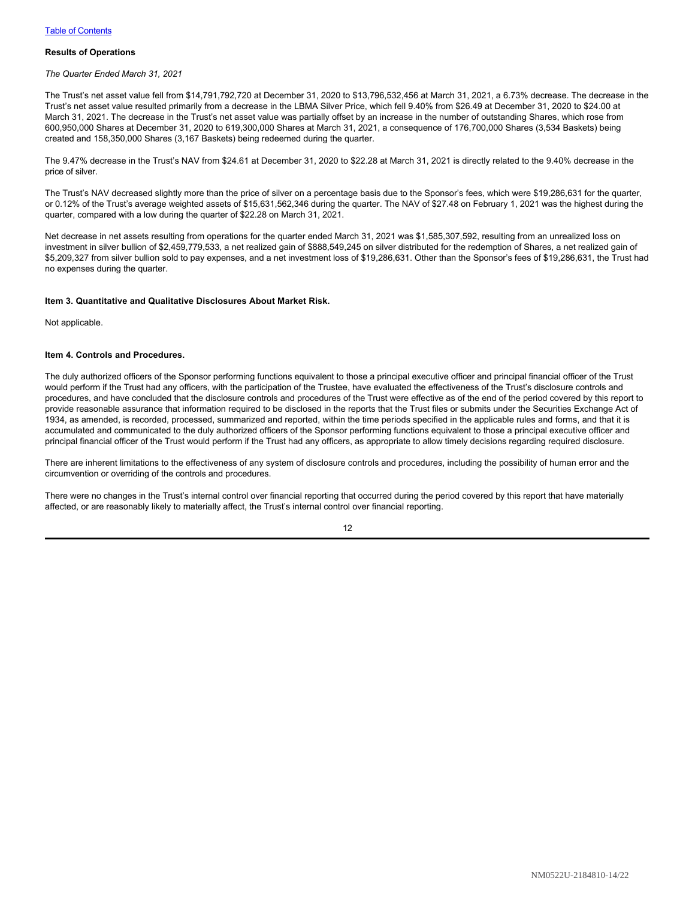## Results of Operations

*The Quarter Ended March 31, 2021*

The Trust's net asset value fell from $14,791,792,720 at December 31, 2020 to $13,796,532,456 at March 31, 2021, a 6.73% decrease. The decrease in the Trust's net asset value resulted primarily from a decrease in the LBMA Silver Price, which fell 9.40% from $26.49 at December 31, 2020 to $24.00 at March 31, 2021. The decrease in the Trust's net asset value was partially offset by an increase in the number of outstanding Shares, which rose from 600,950,000 Shares at December 31, 2020 to 619,300,000 Shares at March 31, 2021, a consequence of 176,700,000 Shares (3,534 Baskets) being created and 158,350,000 Shares (3,167 Baskets) being redeemed during the quarter.

The 9.47% decrease in the Trust's NAV from $24.61 at December 31, 2020 to $22.28 at March 31, 2021 is directly related to the 9.40% decrease in the price of silver.

The Trust's NAV decreased slightly more than the price of silver on a percentage basis due to the Sponsor's fees, which were $19,286,631 for the quarter, or 0.12% of the Trust's average weighted assets of $15,631,562,346 during the quarter. The NAV of $27.48 on February 1, 2021 was the highest during the quarter, compared with a low during the quarter of $22.28 on March 31, 2021.

Net decrease in net assets resulting from operations for the quarter ended March 31, 2021 was $1,585,307,592, resulting from an unrealized loss on investment in silver bullion of $2,459,779,533, a net realized gain of $888,549,245 on silver distributed for the redemption of Shares, a net realized gain of $5,209,327 from silver bullion sold to pay expenses, and a net investment loss of $19,286,631. Other than the Sponsor's fees of $19,286,631, the Trust had no expenses during the quarter.

## Item 3. Quantitative and Qualitative Disclosures About Market Risk.

Not applicable.

## Item 4. Controls and Procedures.

The duly authorized officers of the Sponsor performing functions equivalent to those a principal executive officer and principal financial officer of the Trust would perform if the Trust had any officers, with the participation of the Trustee, have evaluated the effectiveness of the Trust's disclosure controls and procedures, and have concluded that the disclosure controls and procedures of the Trust were effective as of the end of the period covered by this report to provide reasonable assurance that information required to be disclosed in the reports that the Trust files or submits under the Securities Exchange Act of 1934, as amended, is recorded, processed, summarized and reported, within the time periods specified in the applicable rules and forms, and that it is accumulated and communicated to the duly authorized officers of the Sponsor performing functions equivalent to those a principal executive officer and principal financial officer of the Trust would perform if the Trust had any officers, as appropriate to allow timely decisions regarding required disclosure.

There are inherent limitations to the effectiveness of any system of disclosure controls and procedures, including the possibility of human error and the circumvention or overriding of the controls and procedures.

There were no changes in the Trust's internal control over financial reporting that occurred during the period covered by this report that have materially affected, or are reasonably likely to materially affect, the Trust's internal control over financial reporting.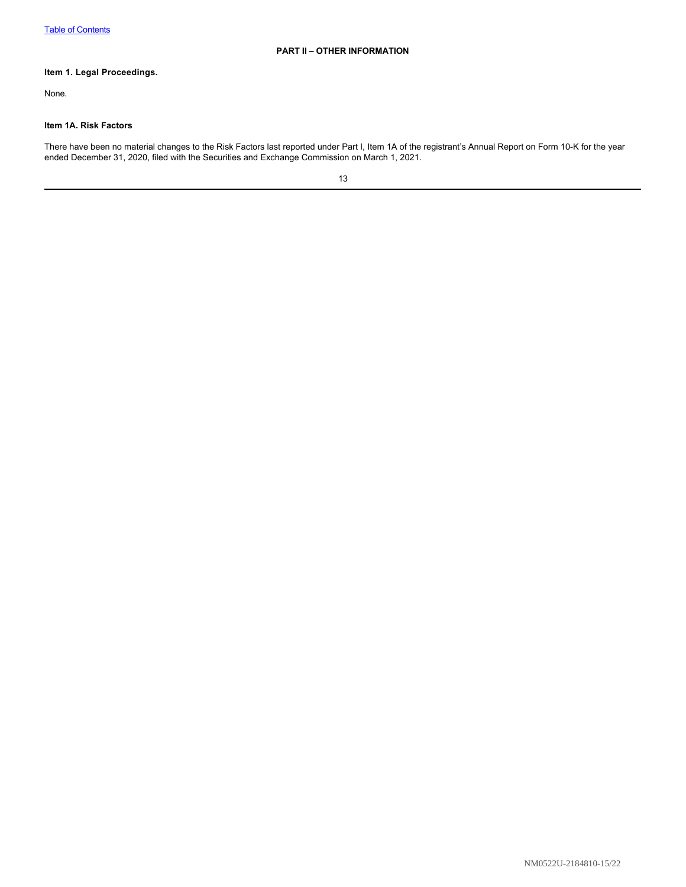## PART II – OTHER INFORMATION

### Item 1. Legal Proceedings.

None.

### Item 1A. Risk Factors

There have been no material changes to the Risk Factors last reported under Part I, Item 1A of the registrant's Annual Report on Form 10-K for the year ended December 31, 2020, filed with the Securities and Exchange Commission on March 1, 2021.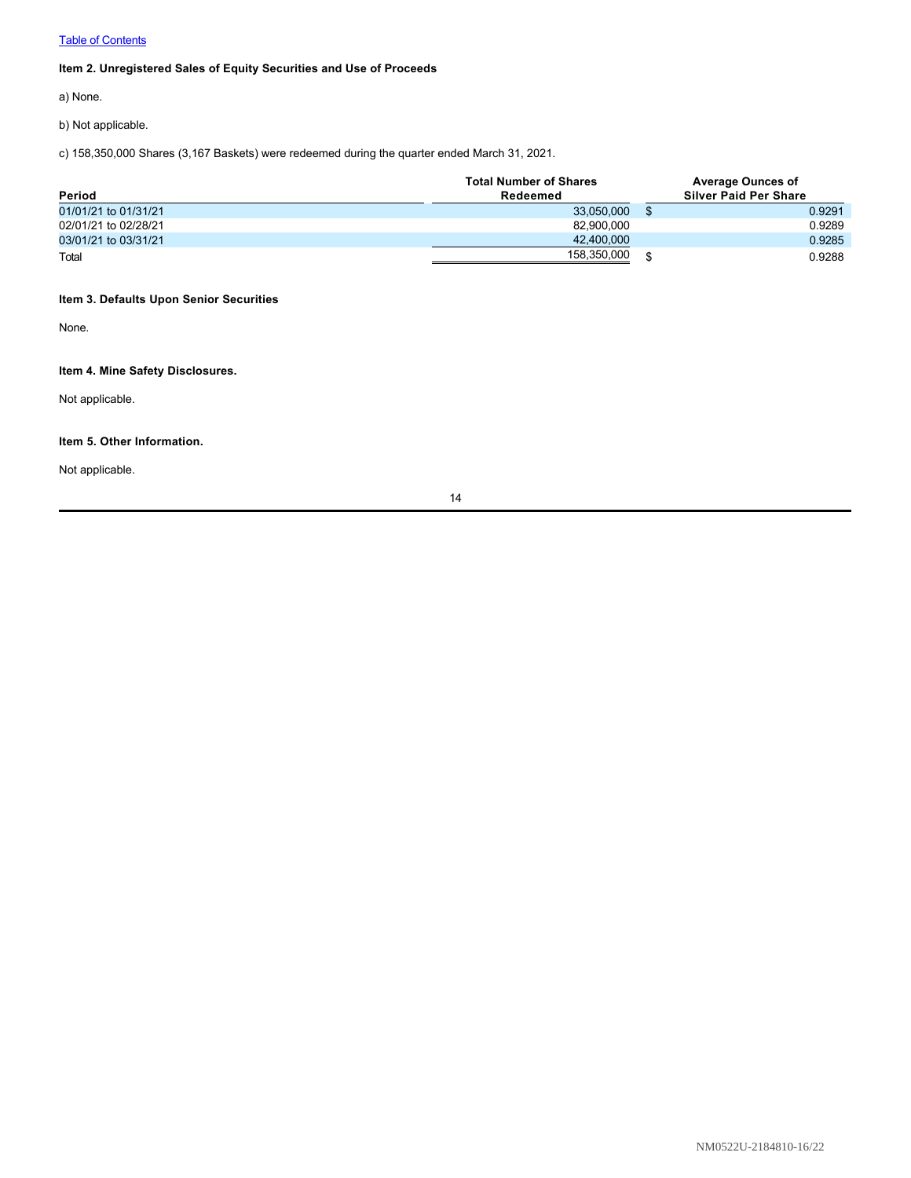[Table of Contents](#)

### Item 2. Unregistered Sales of Equity Securities and Use of Proceeds

a) None.

b) Not applicable.

c) 158,350,000 Shares (3,167 Baskets) were redeemed during the quarter ended March 31, 2021.

| Period | Total Number of Shares Redeemed | | Average Ounces of Silver Paid Per Share |
|---|---|---|---|
| 01/01/21 to 01/31/21 | 33,050,000 | $ | 0.9291 |
| 02/01/21 to 02/28/21 | 82,900,000 | | 0.9289 |
| 03/01/21 to 03/31/21 | 42,400,000 | | 0.9285 |
| Total | 158,350,000 | $ | 0.9288 |

### Item 3. Defaults Upon Senior Securities

None.

### Item 4. Mine Safety Disclosures.

Not applicable.

### Item 5. Other Information.

Not applicable.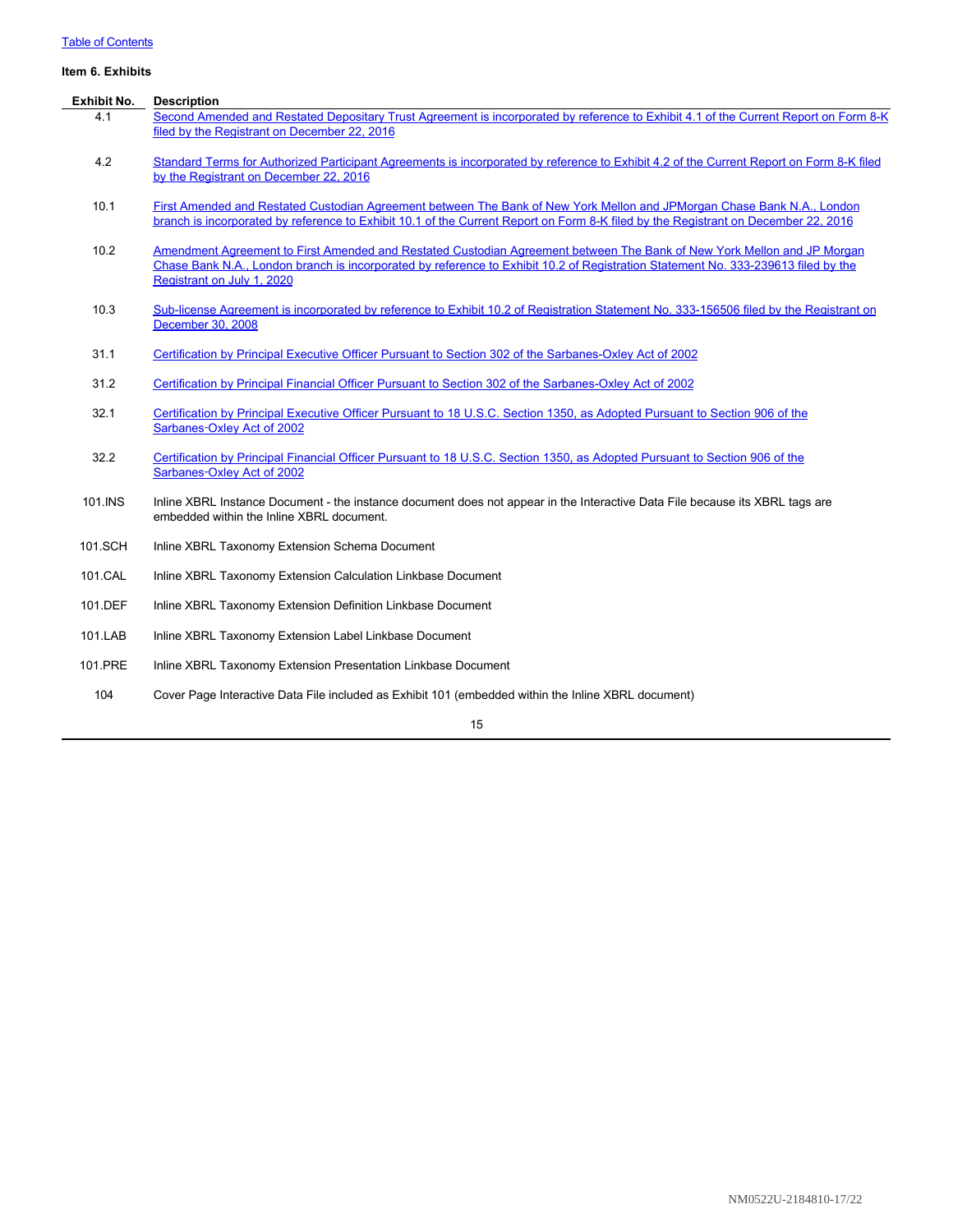Table of Contents

**Item 6. Exhibits**

| Exhibit No. | Description |
|---|---|
| 4.1 | Second Amended and Restated Depositary Trust Agreement is incorporated by reference to Exhibit 4.1 of the Current Report on Form 8-K filed by the Registrant on December 22, 2016 |
| 4.2 | Standard Terms for Authorized Participant Agreements is incorporated by reference to Exhibit 4.2 of the Current Report on Form 8-K filed by the Registrant on December 22, 2016 |
| 10.1 | First Amended and Restated Custodian Agreement between The Bank of New York Mellon and JPMorgan Chase Bank N.A., London branch is incorporated by reference to Exhibit 10.1 of the Current Report on Form 8-K filed by the Registrant on December 22, 2016 |
| 10.2 | Amendment Agreement to First Amended and Restated Custodian Agreement between The Bank of New York Mellon and JP Morgan Chase Bank N.A., London branch is incorporated by reference to Exhibit 10.2 of Registration Statement No. 333-239613 filed by the Registrant on July 1, 2020 |
| 10.3 | Sub-license Agreement is incorporated by reference to Exhibit 10.2 of Registration Statement No. 333-156506 filed by the Registrant on December 30, 2008 |
| 31.1 | Certification by Principal Executive Officer Pursuant to Section 302 of the Sarbanes-Oxley Act of 2002 |
| 31.2 | Certification by Principal Financial Officer Pursuant to Section 302 of the Sarbanes-Oxley Act of 2002 |
| 32.1 | Certification by Principal Executive Officer Pursuant to 18 U.S.C. Section 1350, as Adopted Pursuant to Section 906 of the Sarbanes-Oxley Act of 2002 |
| 32.2 | Certification by Principal Financial Officer Pursuant to 18 U.S.C. Section 1350, as Adopted Pursuant to Section 906 of the Sarbanes-Oxley Act of 2002 |
| 101.INS | Inline XBRL Instance Document - the instance document does not appear in the Interactive Data File because its XBRL tags are embedded within the Inline XBRL document. |
| 101.SCH | Inline XBRL Taxonomy Extension Schema Document |
| 101.CAL | Inline XBRL Taxonomy Extension Calculation Linkbase Document |
| 101.DEF | Inline XBRL Taxonomy Extension Definition Linkbase Document |
| 101.LAB | Inline XBRL Taxonomy Extension Label Linkbase Document |
| 101.PRE | Inline XBRL Taxonomy Extension Presentation Linkbase Document |
| 104 | Cover Page Interactive Data File included as Exhibit 101 (embedded within the Inline XBRL document) |

NM0522U-2184810-17/22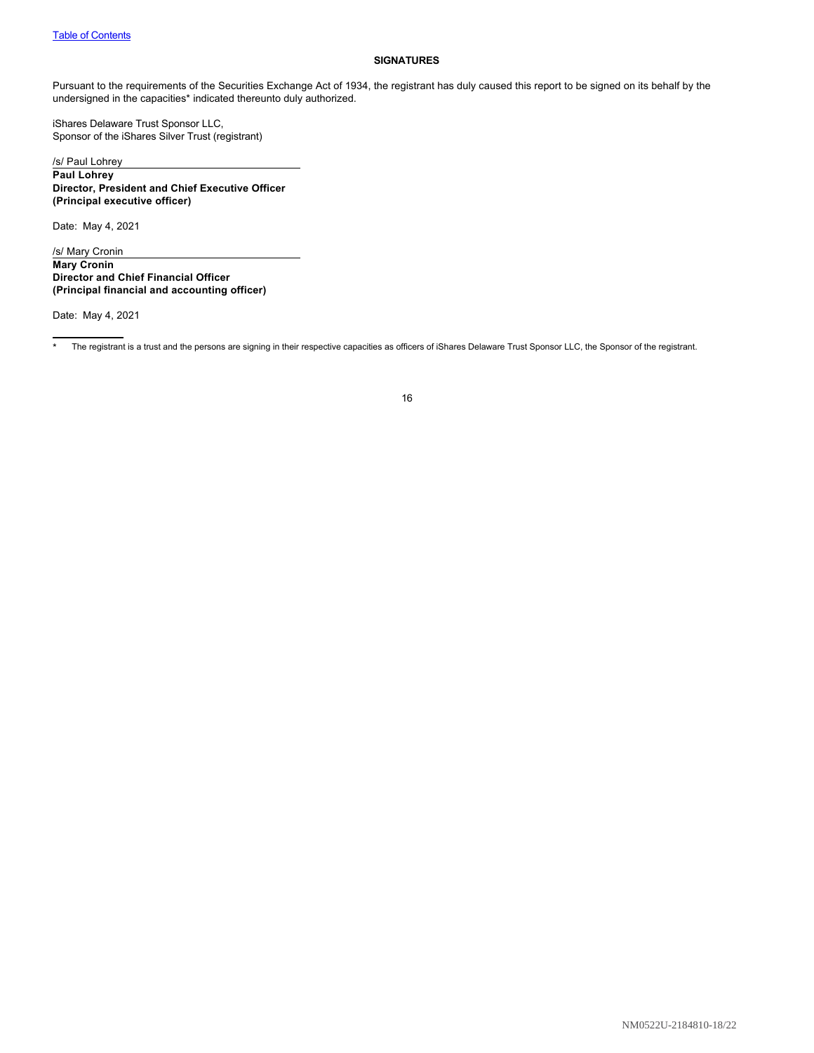**SIGNATURES**

Pursuant to the requirements of the Securities Exchange Act of 1934, the registrant has duly caused this report to be signed on its behalf by the undersigned in the capacities* indicated thereunto duly authorized.

iShares Delaware Trust Sponsor LLC,
Sponsor of the iShares Silver Trust (registrant)

/s/ Paul Lohrey

**Paul Lohrey**
**Director, President and Chief Executive Officer**
**(Principal executive officer)**

Date: May 4, 2021

/s/ Mary Cronin

**Mary Cronin**
**Director and Chief Financial Officer**
**(Principal financial and accounting officer)**

Date: May 4, 2021

---

* The registrant is a trust and the persons are signing in their respective capacities as officers of iShares Delaware Trust Sponsor LLC, the Sponsor of the registrant.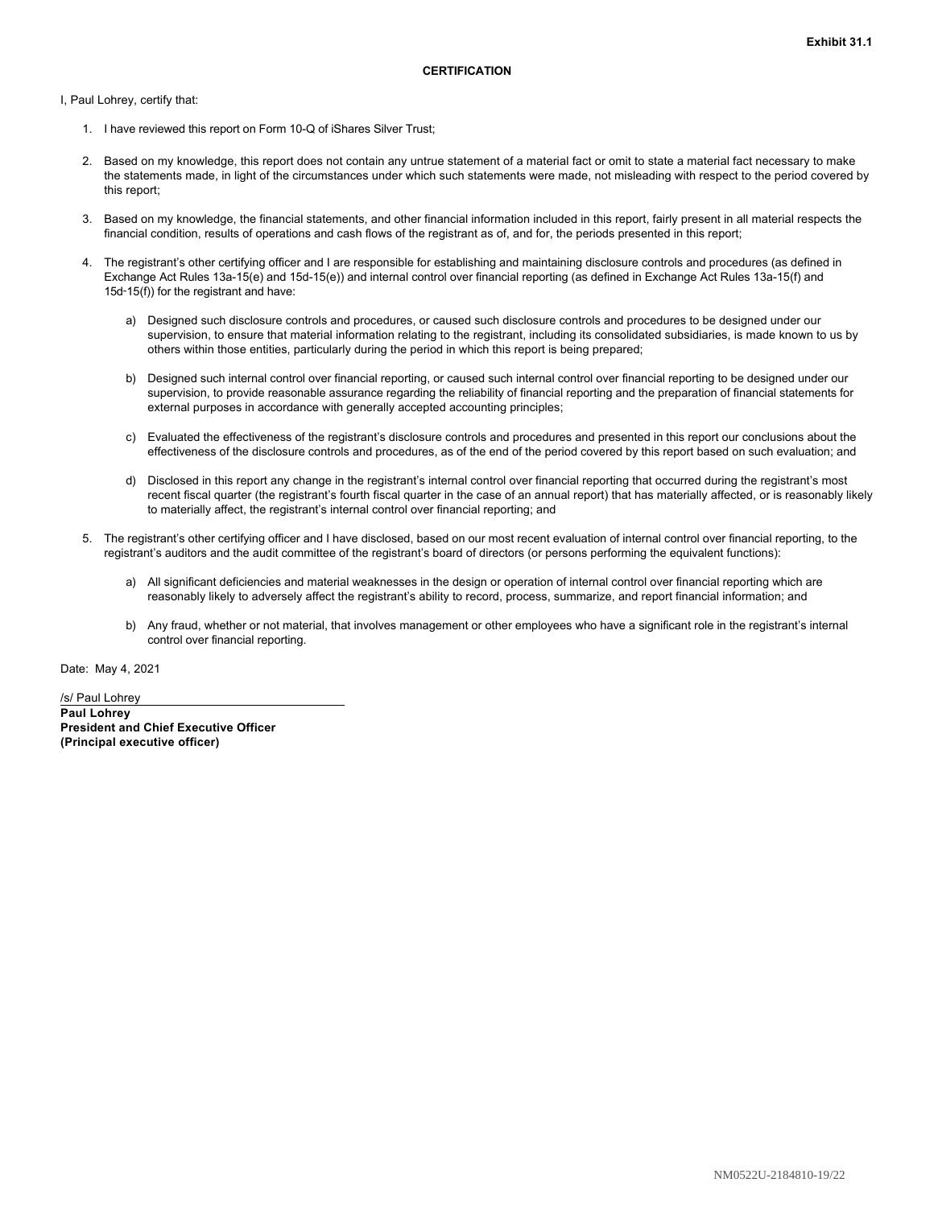**Exhibit 31.1**

**CERTIFICATION**

I, Paul Lohrey, certify that:

1. I have reviewed this report on Form 10-Q of iShares Silver Trust;

2. Based on my knowledge, this report does not contain any untrue statement of a material fact or omit to state a material fact necessary to make the statements made, in light of the circumstances under which such statements were made, not misleading with respect to the period covered by this report;

3. Based on my knowledge, the financial statements, and other financial information included in this report, fairly present in all material respects the financial condition, results of operations and cash flows of the registrant as of, and for, the periods presented in this report;

4. The registrant's other certifying officer and I are responsible for establishing and maintaining disclosure controls and procedures (as defined in Exchange Act Rules 13a-15(e) and 15d-15(e)) and internal control over financial reporting (as defined in Exchange Act Rules 13a-15(f) and 15d-15(f)) for the registrant and have:

   a) Designed such disclosure controls and procedures, or caused such disclosure controls and procedures to be designed under our supervision, to ensure that material information relating to the registrant, including its consolidated subsidiaries, is made known to us by others within those entities, particularly during the period in which this report is being prepared;

   b) Designed such internal control over financial reporting, or caused such internal control over financial reporting to be designed under our supervision, to provide reasonable assurance regarding the reliability of financial reporting and the preparation of financial statements for external purposes in accordance with generally accepted accounting principles;

   c) Evaluated the effectiveness of the registrant's disclosure controls and procedures and presented in this report our conclusions about the effectiveness of the disclosure controls and procedures, as of the end of the period covered by this report based on such evaluation; and

   d) Disclosed in this report any change in the registrant's internal control over financial reporting that occurred during the registrant's most recent fiscal quarter (the registrant's fourth fiscal quarter in the case of an annual report) that has materially affected, or is reasonably likely to materially affect, the registrant's internal control over financial reporting; and

5. The registrant's other certifying officer and I have disclosed, based on our most recent evaluation of internal control over financial reporting, to the registrant's auditors and the audit committee of the registrant's board of directors (or persons performing the equivalent functions):

   a) All significant deficiencies and material weaknesses in the design or operation of internal control over financial reporting which are reasonably likely to adversely affect the registrant's ability to record, process, summarize, and report financial information; and

   b) Any fraud, whether or not material, that involves management or other employees who have a significant role in the registrant's internal control over financial reporting.

Date: May 4, 2021

/s/ Paul Lohrey

**Paul Lohrey**
**President and Chief Executive Officer**
**(Principal executive officer)**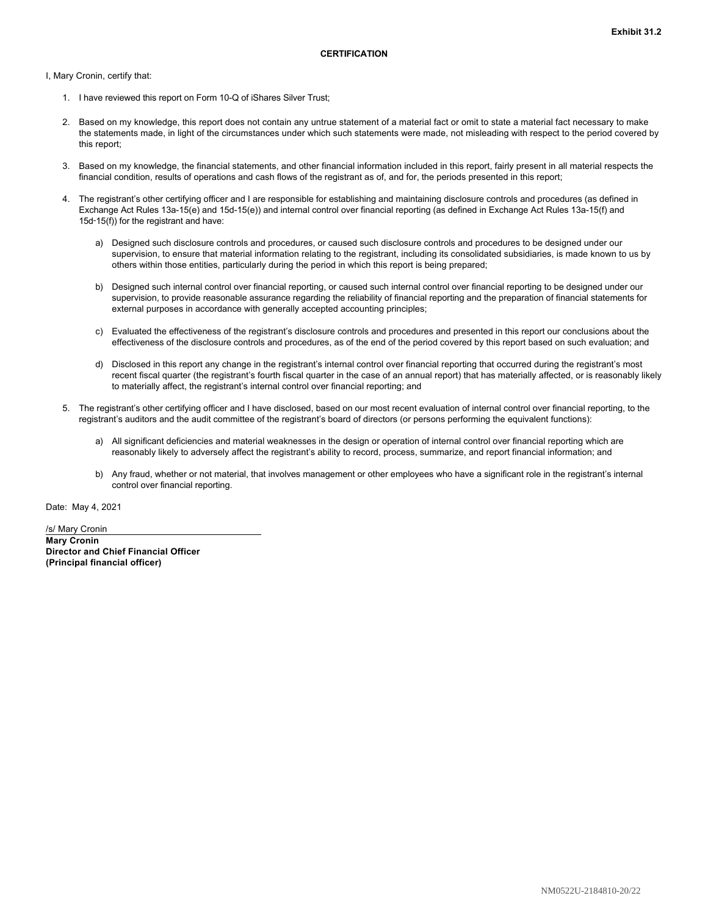**Exhibit 31.2**

**CERTIFICATION**

I, Mary Cronin, certify that:

1. I have reviewed this report on Form 10-Q of iShares Silver Trust;

2. Based on my knowledge, this report does not contain any untrue statement of a material fact or omit to state a material fact necessary to make the statements made, in light of the circumstances under which such statements were made, not misleading with respect to the period covered by this report;

3. Based on my knowledge, the financial statements, and other financial information included in this report, fairly present in all material respects the financial condition, results of operations and cash flows of the registrant as of, and for, the periods presented in this report;

4. The registrant's other certifying officer and I are responsible for establishing and maintaining disclosure controls and procedures (as defined in Exchange Act Rules 13a-15(e) and 15d-15(e)) and internal control over financial reporting (as defined in Exchange Act Rules 13a-15(f) and 15d-15(f)) for the registrant and have:

   a) Designed such disclosure controls and procedures, or caused such disclosure controls and procedures to be designed under our supervision, to ensure that material information relating to the registrant, including its consolidated subsidiaries, is made known to us by others within those entities, particularly during the period in which this report is being prepared;

   b) Designed such internal control over financial reporting, or caused such internal control over financial reporting to be designed under our supervision, to provide reasonable assurance regarding the reliability of financial reporting and the preparation of financial statements for external purposes in accordance with generally accepted accounting principles;

   c) Evaluated the effectiveness of the registrant's disclosure controls and procedures and presented in this report our conclusions about the effectiveness of the disclosure controls and procedures, as of the end of the period covered by this report based on such evaluation; and

   d) Disclosed in this report any change in the registrant's internal control over financial reporting that occurred during the registrant's most recent fiscal quarter (the registrant's fourth fiscal quarter in the case of an annual report) that has materially affected, or is reasonably likely to materially affect, the registrant's internal control over financial reporting; and

5. The registrant's other certifying officer and I have disclosed, based on our most recent evaluation of internal control over financial reporting, to the registrant's auditors and the audit committee of the registrant's board of directors (or persons performing the equivalent functions):

   a) All significant deficiencies and material weaknesses in the design or operation of internal control over financial reporting which are reasonably likely to adversely affect the registrant's ability to record, process, summarize, and report financial information; and

   b) Any fraud, whether or not material, that involves management or other employees who have a significant role in the registrant's internal control over financial reporting.

Date: May 4, 2021

/s/ Mary Cronin

**Mary Cronin**
**Director and Chief Financial Officer**
**(Principal financial officer)**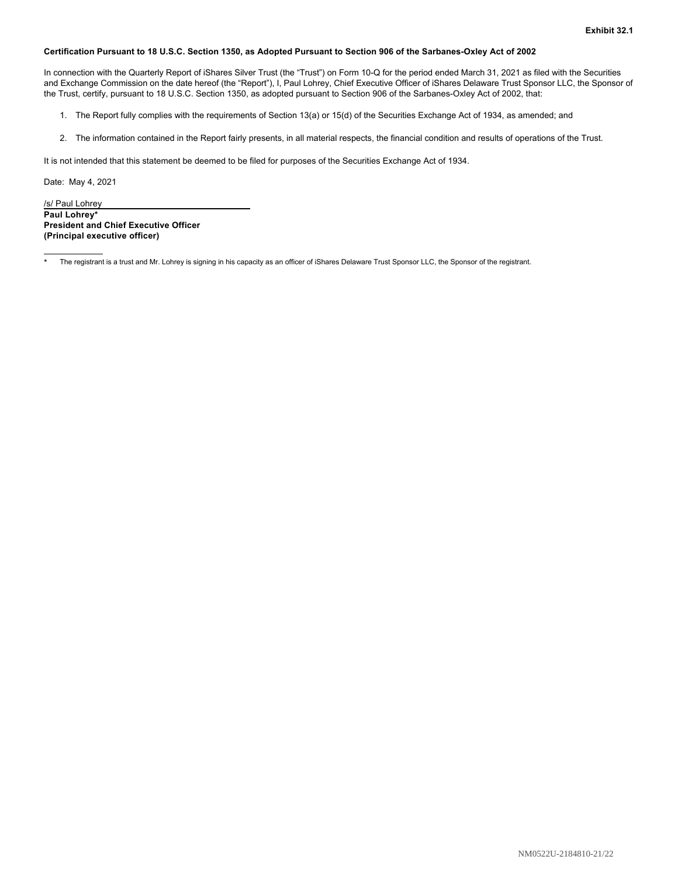**Exhibit 32.1**

**Certification Pursuant to 18 U.S.C. Section 1350, as Adopted Pursuant to Section 906 of the Sarbanes-Oxley Act of 2002**

In connection with the Quarterly Report of iShares Silver Trust (the "Trust") on Form 10-Q for the period ended March 31, 2021 as filed with the Securities and Exchange Commission on the date hereof (the "Report"), I, Paul Lohrey, Chief Executive Officer of iShares Delaware Trust Sponsor LLC, the Sponsor of the Trust, certify, pursuant to 18 U.S.C. Section 1350, as adopted pursuant to Section 906 of the Sarbanes-Oxley Act of 2002, that:

1. The Report fully complies with the requirements of Section 13(a) or 15(d) of the Securities Exchange Act of 1934, as amended; and

2. The information contained in the Report fairly presents, in all material respects, the financial condition and results of operations of the Trust.

It is not intended that this statement be deemed to be filed for purposes of the Securities Exchange Act of 1934.

Date: May 4, 2021

/s/ Paul Lohrey
**Paul Lohrey***
**President and Chief Executive Officer**
**(Principal executive officer)**

\* The registrant is a trust and Mr. Lohrey is signing in his capacity as an officer of iShares Delaware Trust Sponsor LLC, the Sponsor of the registrant.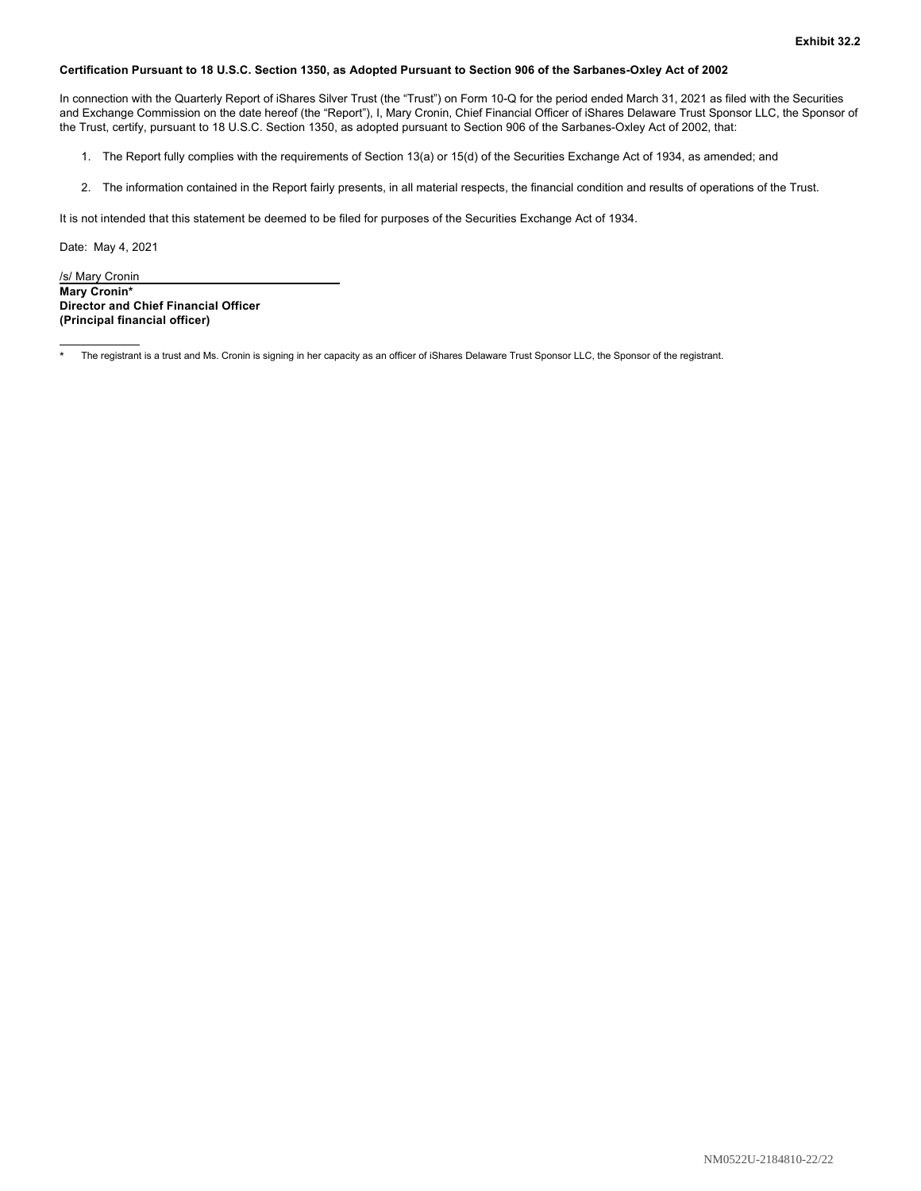**Exhibit 32.2**

**Certification Pursuant to 18 U.S.C. Section 1350, as Adopted Pursuant to Section 906 of the Sarbanes-Oxley Act of 2002**

In connection with the Quarterly Report of iShares Silver Trust (the "Trust") on Form 10-Q for the period ended March 31, 2021 as filed with the Securities and Exchange Commission on the date hereof (the "Report"), I, Mary Cronin, Chief Financial Officer of iShares Delaware Trust Sponsor LLC, the Sponsor of the Trust, certify, pursuant to 18 U.S.C. Section 1350, as adopted pursuant to Section 906 of the Sarbanes-Oxley Act of 2002, that:

1. The Report fully complies with the requirements of Section 13(a) or 15(d) of the Securities Exchange Act of 1934, as amended; and

2. The information contained in the Report fairly presents, in all material respects, the financial condition and results of operations of the Trust.

It is not intended that this statement be deemed to be filed for purposes of the Securities Exchange Act of 1934.

Date: May 4, 2021

/s/ Mary Cronin
**Mary Cronin***
**Director and Chief Financial Officer**
**(Principal financial officer)**

* The registrant is a trust and Ms. Cronin is signing in her capacity as an officer of iShares Delaware Trust Sponsor LLC, the Sponsor of the registrant.